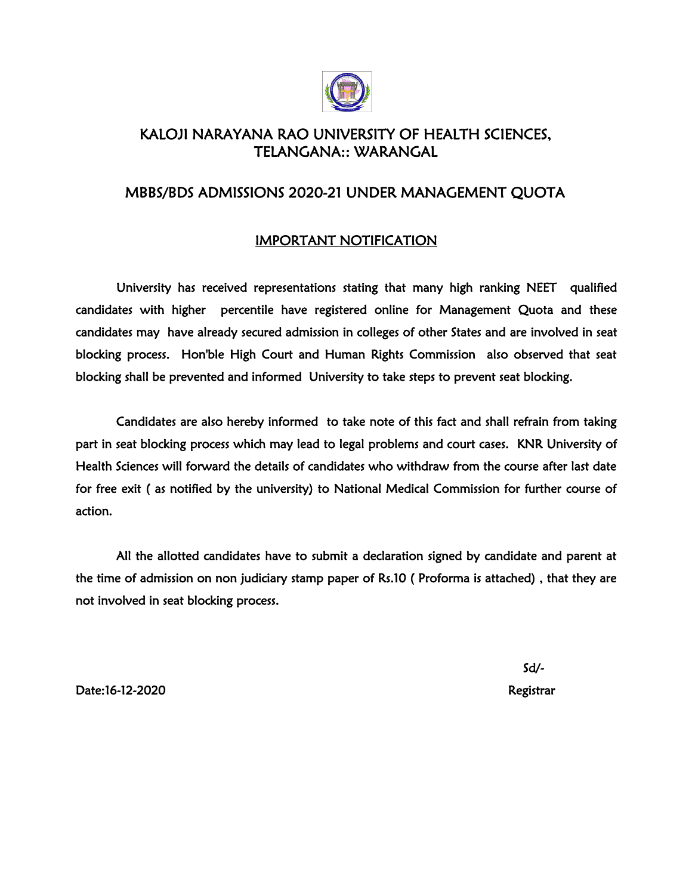# KALOJI NARAYANA RAO UNIVERSITY OF HEALTH SCIENCES, TELANGANA:: WARANGAL

## MBBS/BDS ADMISSIONS 2020-21 UNDER MANAGEMENT QUOTA

### IMPORTANT NOTIFICATION

University has received representations stating that many high ranking NEET qualified candidates with higher percentile have registered online for Management Quota and these candidates may have already secured admission in colleges of other States and are involved in seat blocking process. Hon'ble High Court and Human Rights Commission also observed that seat blocking shall be prevented and informed University to take steps to prevent seat blocking.

Candidates are also hereby informed to take note of this fact and shall refrain from taking part in seat blocking process which may lead to legal problems and court cases. KNR University of Health Sciences will forward the details of candidates who withdraw from the course after last date for free exit ( as notified by the university) to National Medical Commission for further course of action.

All the allotted candidates have to submit a declaration signed by candidate and parent at the time of admission on non judiciary stamp paper of Rs.10 ( Proforma is attached) , that they are not involved in seat blocking process.

Sd/-

Date:16-12-2020

Registrar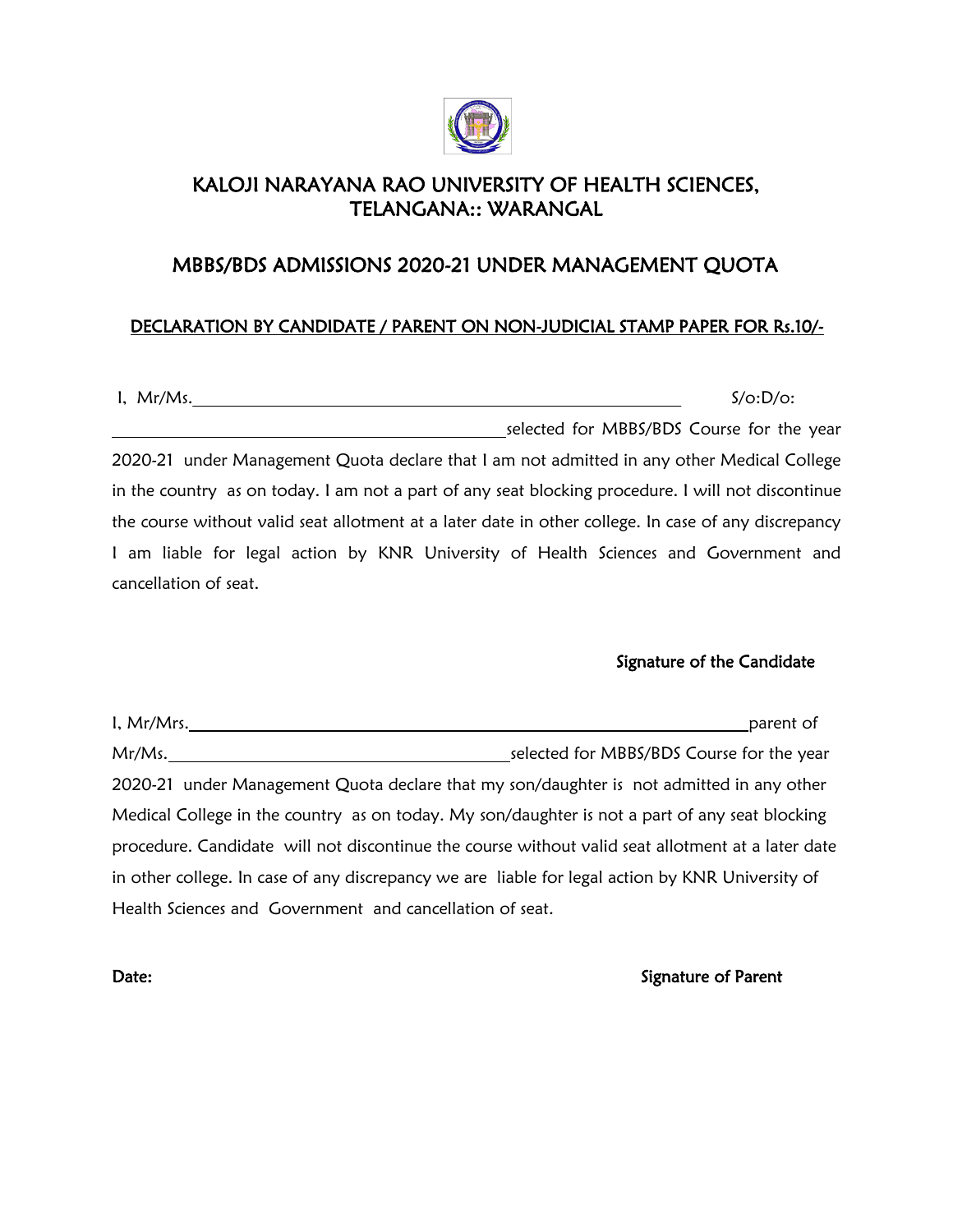# KALOJI NARAYANA RAO UNIVERSITY OF HEALTH SCIENCES, TELANGANA:: WARANGAL

## MBBS/BDS ADMISSIONS 2020-21 UNDER MANAGEMENT QUOTA

### DECLARATION BY CANDIDATE / PARENT ON NON-JUDICIAL STAMP PAPER FOR Rs.10/-

I, Mr/Ms.____________________________________________ S/o:D/o: ____________________________________ selected for MBBS/BDS Course for the year 2020-21 under Management Quota declare that I am not admitted in any other Medical College in the country as on today. I am not a part of any seat blocking procedure. I will not discontinue the course without valid seat allotment at a later date in other college. In case of any discrepancy I am liable for legal action by KNR University of Health Sciences and Government and cancellation of seat.

**Signature of the Candidate**

I, Mr/Mrs.____________________________________________parent of Mr/Ms.______________________________selected for MBBS/BDS Course for the year 2020-21 under Management Quota declare that my son/daughter is not admitted in any other Medical College in the country as on today. My son/daughter is not a part of any seat blocking procedure. Candidate will not discontinue the course without valid seat allotment at a later date in other college. In case of any discrepancy we are liable for legal action by KNR University of Health Sciences and Government and cancellation of seat.

**Date:** **Signature of Parent**